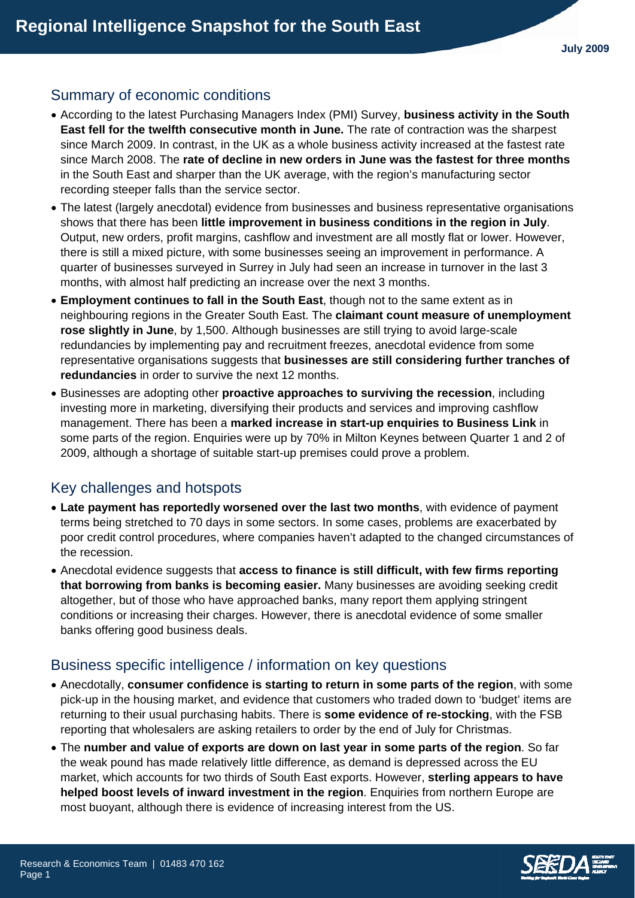# Regional Intelligence Snapshot for the South East

July 2009

## Summary of economic conditions

- According to the latest Purchasing Managers Index (PMI) Survey, **business activity in the South East fell for the twelfth consecutive month in June.** The rate of contraction was the sharpest since March 2009. In contrast, in the UK as a whole business activity increased at the fastest rate since March 2008. The **rate of decline in new orders in June was the fastest for three months** in the South East and sharper than the UK average, with the region's manufacturing sector recording steeper falls than the service sector.
- The latest (largely anecdotal) evidence from businesses and business representative organisations shows that there has been **little improvement in business conditions in the region in July**. Output, new orders, profit margins, cashflow and investment are all mostly flat or lower. However, there is still a mixed picture, with some businesses seeing an improvement in performance. A quarter of businesses surveyed in Surrey in July had seen an increase in turnover in the last 3 months, with almost half predicting an increase over the next 3 months.
- **Employment continues to fall in the South East**, though not to the same extent as in neighbouring regions in the Greater South East. The **claimant count measure of unemployment rose slightly in June**, by 1,500. Although businesses are still trying to avoid large-scale redundancies by implementing pay and recruitment freezes, anecdotal evidence from some representative organisations suggests that **businesses are still considering further tranches of redundancies** in order to survive the next 12 months.
- Businesses are adopting other **proactive approaches to surviving the recession**, including investing more in marketing, diversifying their products and services and improving cashflow management. There has been a **marked increase in start-up enquiries to Business Link** in some parts of the region. Enquiries were up by 70% in Milton Keynes between Quarter 1 and 2 of 2009, although a shortage of suitable start-up premises could prove a problem.

## Key challenges and hotspots

- **Late payment has reportedly worsened over the last two months**, with evidence of payment terms being stretched to 70 days in some sectors. In some cases, problems are exacerbated by poor credit control procedures, where companies haven't adapted to the changed circumstances of the recession.
- Anecdotal evidence suggests that **access to finance is still difficult, with few firms reporting that borrowing from banks is becoming easier.** Many businesses are avoiding seeking credit altogether, but of those who have approached banks, many report them applying stringent conditions or increasing their charges. However, there is anecdotal evidence of some smaller banks offering good business deals.

## Business specific intelligence / information on key questions

- Anecdotally, **consumer confidence is starting to return in some parts of the region**, with some pick-up in the housing market, and evidence that customers who traded down to 'budget' items are returning to their usual purchasing habits. There is **some evidence of re-stocking**, with the FSB reporting that wholesalers are asking retailers to order by the end of July for Christmas.
- The **number and value of exports are down on last year in some parts of the region**. So far the weak pound has made relatively little difference, as demand is depressed across the EU market, which accounts for two thirds of South East exports. However, **sterling appears to have helped boost levels of inward investment in the region**. Enquiries from northern Europe are most buoyant, although there is evidence of increasing interest from the US.

Research & Economics Team | 01483 470 162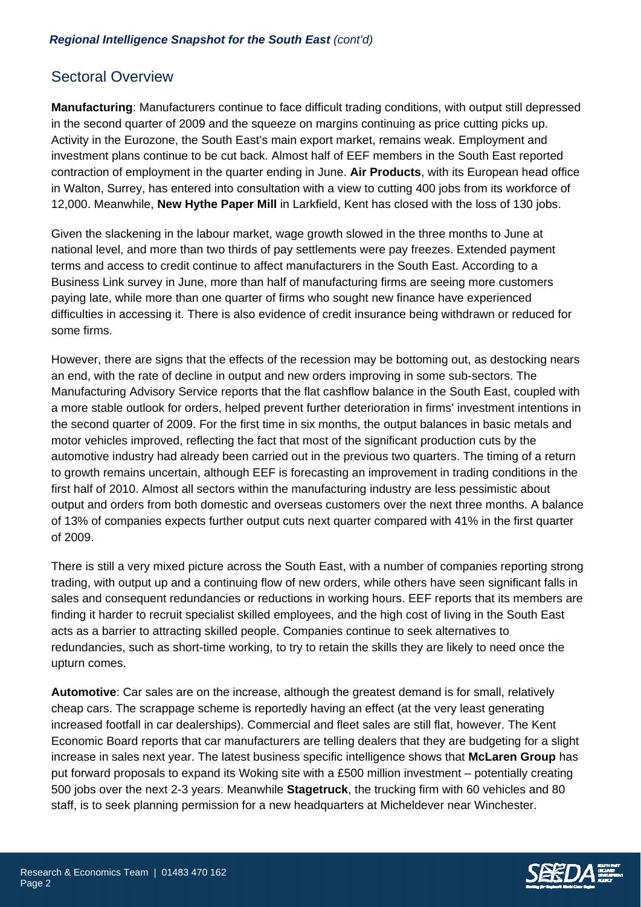## Sectoral Overview

**Manufacturing**: Manufacturers continue to face difficult trading conditions, with output still depressed in the second quarter of 2009 and the squeeze on margins continuing as price cutting picks up. Activity in the Eurozone, the South East's main export market, remains weak. Employment and investment plans continue to be cut back. Almost half of EEF members in the South East reported contraction of employment in the quarter ending in June. **Air Products**, with its European head office in Walton, Surrey, has entered into consultation with a view to cutting 400 jobs from its workforce of 12,000. Meanwhile, **New Hythe Paper Mill** in Larkfield, Kent has closed with the loss of 130 jobs.

Given the slackening in the labour market, wage growth slowed in the three months to June at national level, and more than two thirds of pay settlements were pay freezes. Extended payment terms and access to credit continue to affect manufacturers in the South East. According to a Business Link survey in June, more than half of manufacturing firms are seeing more customers paying late, while more than one quarter of firms who sought new finance have experienced difficulties in accessing it. There is also evidence of credit insurance being withdrawn or reduced for some firms.

However, there are signs that the effects of the recession may be bottoming out, as destocking nears an end, with the rate of decline in output and new orders improving in some sub-sectors. The Manufacturing Advisory Service reports that the flat cashflow balance in the South East, coupled with a more stable outlook for orders, helped prevent further deterioration in firms' investment intentions in the second quarter of 2009. For the first time in six months, the output balances in basic metals and motor vehicles improved, reflecting the fact that most of the significant production cuts by the automotive industry had already been carried out in the previous two quarters. The timing of a return to growth remains uncertain, although EEF is forecasting an improvement in trading conditions in the first half of 2010. Almost all sectors within the manufacturing industry are less pessimistic about output and orders from both domestic and overseas customers over the next three months. A balance of 13% of companies expects further output cuts next quarter compared with 41% in the first quarter of 2009.

There is still a very mixed picture across the South East, with a number of companies reporting strong trading, with output up and a continuing flow of new orders, while others have seen significant falls in sales and consequent redundancies or reductions in working hours. EEF reports that its members are finding it harder to recruit specialist skilled employees, and the high cost of living in the South East acts as a barrier to attracting skilled people. Companies continue to seek alternatives to redundancies, such as short-time working, to try to retain the skills they are likely to need once the upturn comes.

**Automotive**: Car sales are on the increase, although the greatest demand is for small, relatively cheap cars. The scrappage scheme is reportedly having an effect (at the very least generating increased footfall in car dealerships). Commercial and fleet sales are still flat, however. The Kent Economic Board reports that car manufacturers are telling dealers that they are budgeting for a slight increase in sales next year. The latest business specific intelligence shows that **McLaren Group** has put forward proposals to expand its Woking site with a £500 million investment – potentially creating 500 jobs over the next 2-3 years. Meanwhile **Stagetruck**, the trucking firm with 60 vehicles and 80 staff, is to seek planning permission for a new headquarters at Micheldever near Winchester.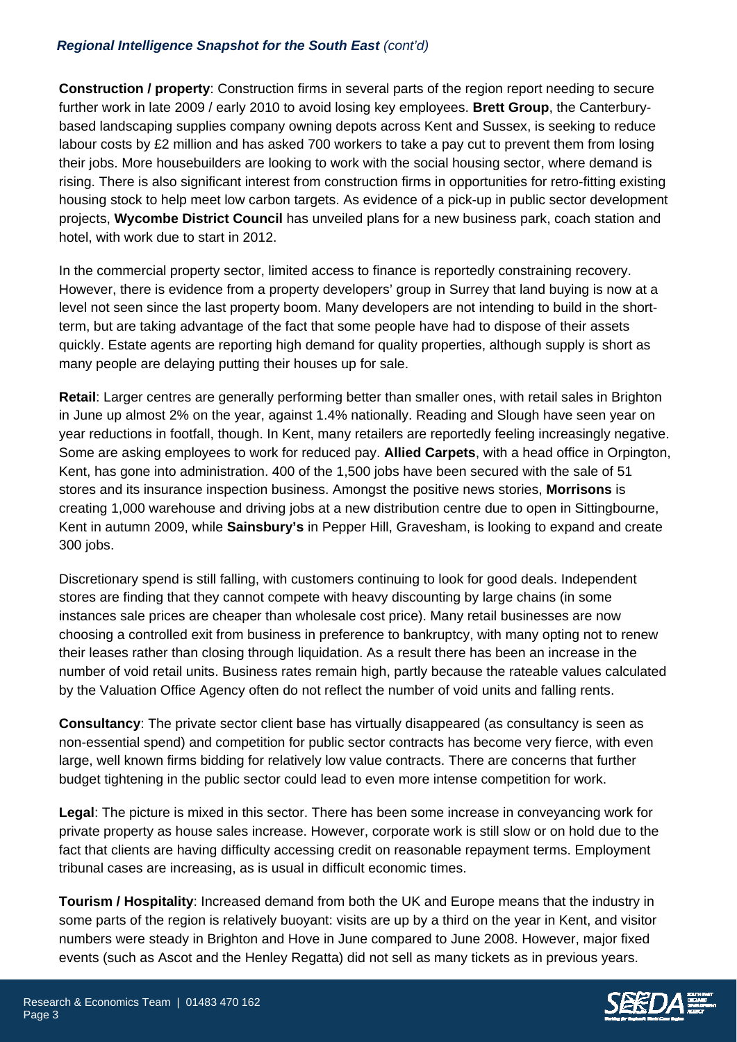*Regional Intelligence Snapshot for the South East (cont'd)*

**Construction / property**: Construction firms in several parts of the region report needing to secure further work in late 2009 / early 2010 to avoid losing key employees. **Brett Group**, the Canterbury-based landscaping supplies company owning depots across Kent and Sussex, is seeking to reduce labour costs by £2 million and has asked 700 workers to take a pay cut to prevent them from losing their jobs. More housebuilders are looking to work with the social housing sector, where demand is rising. There is also significant interest from construction firms in opportunities for retro-fitting existing housing stock to help meet low carbon targets. As evidence of a pick-up in public sector development projects, **Wycombe District Council** has unveiled plans for a new business park, coach station and hotel, with work due to start in 2012.

In the commercial property sector, limited access to finance is reportedly constraining recovery. However, there is evidence from a property developers' group in Surrey that land buying is now at a level not seen since the last property boom. Many developers are not intending to build in the short-term, but are taking advantage of the fact that some people have had to dispose of their assets quickly. Estate agents are reporting high demand for quality properties, although supply is short as many people are delaying putting their houses up for sale.

**Retail**: Larger centres are generally performing better than smaller ones, with retail sales in Brighton in June up almost 2% on the year, against 1.4% nationally. Reading and Slough have seen year on year reductions in footfall, though. In Kent, many retailers are reportedly feeling increasingly negative. Some are asking employees to work for reduced pay. **Allied Carpets**, with a head office in Orpington, Kent, has gone into administration. 400 of the 1,500 jobs have been secured with the sale of 51 stores and its insurance inspection business. Amongst the positive news stories, **Morrisons** is creating 1,000 warehouse and driving jobs at a new distribution centre due to open in Sittingbourne, Kent in autumn 2009, while **Sainsbury's** in Pepper Hill, Gravesham, is looking to expand and create 300 jobs.

Discretionary spend is still falling, with customers continuing to look for good deals. Independent stores are finding that they cannot compete with heavy discounting by large chains (in some instances sale prices are cheaper than wholesale cost price). Many retail businesses are now choosing a controlled exit from business in preference to bankruptcy, with many opting not to renew their leases rather than closing through liquidation. As a result there has been an increase in the number of void retail units. Business rates remain high, partly because the rateable values calculated by the Valuation Office Agency often do not reflect the number of void units and falling rents.

**Consultancy**: The private sector client base has virtually disappeared (as consultancy is seen as non-essential spend) and competition for public sector contracts has become very fierce, with even large, well known firms bidding for relatively low value contracts. There are concerns that further budget tightening in the public sector could lead to even more intense competition for work.

**Legal**: The picture is mixed in this sector. There has been some increase in conveyancing work for private property as house sales increase. However, corporate work is still slow or on hold due to the fact that clients are having difficulty accessing credit on reasonable repayment terms. Employment tribunal cases are increasing, as is usual in difficult economic times.

**Tourism / Hospitality**: Increased demand from both the UK and Europe means that the industry in some parts of the region is relatively buoyant: visits are up by a third on the year in Kent, and visitor numbers were steady in Brighton and Hove in June compared to June 2008. However, major fixed events (such as Ascot and the Henley Regatta) did not sell as many tickets as in previous years.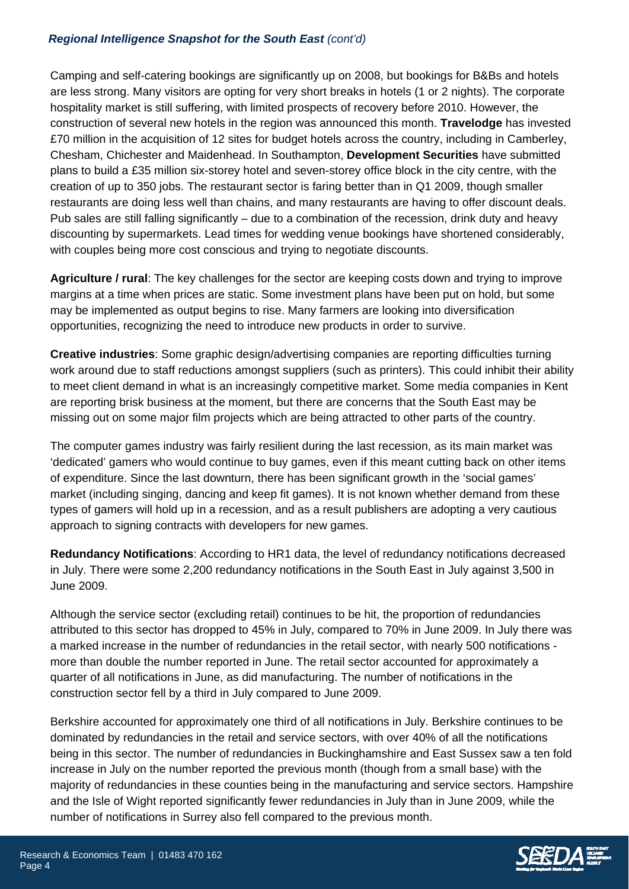Camping and self-catering bookings are significantly up on 2008, but bookings for B&Bs and hotels are less strong. Many visitors are opting for very short breaks in hotels (1 or 2 nights). The corporate hospitality market is still suffering, with limited prospects of recovery before 2010. However, the construction of several new hotels in the region was announced this month. **Travelodge** has invested £70 million in the acquisition of 12 sites for budget hotels across the country, including in Camberley, Chesham, Chichester and Maidenhead. In Southampton, **Development Securities** have submitted plans to build a £35 million six-storey hotel and seven-storey office block in the city centre, with the creation of up to 350 jobs. The restaurant sector is faring better than in Q1 2009, though smaller restaurants are doing less well than chains, and many restaurants are having to offer discount deals. Pub sales are still falling significantly – due to a combination of the recession, drink duty and heavy discounting by supermarkets. Lead times for wedding venue bookings have shortened considerably, with couples being more cost conscious and trying to negotiate discounts.

**Agriculture / rural**: The key challenges for the sector are keeping costs down and trying to improve margins at a time when prices are static. Some investment plans have been put on hold, but some may be implemented as output begins to rise. Many farmers are looking into diversification opportunities, recognizing the need to introduce new products in order to survive.

**Creative industries**: Some graphic design/advertising companies are reporting difficulties turning work around due to staff reductions amongst suppliers (such as printers). This could inhibit their ability to meet client demand in what is an increasingly competitive market. Some media companies in Kent are reporting brisk business at the moment, but there are concerns that the South East may be missing out on some major film projects which are being attracted to other parts of the country.

The computer games industry was fairly resilient during the last recession, as its main market was 'dedicated' gamers who would continue to buy games, even if this meant cutting back on other items of expenditure. Since the last downturn, there has been significant growth in the 'social games' market (including singing, dancing and keep fit games). It is not known whether demand from these types of gamers will hold up in a recession, and as a result publishers are adopting a very cautious approach to signing contracts with developers for new games.

**Redundancy Notifications**: According to HR1 data, the level of redundancy notifications decreased in July. There were some 2,200 redundancy notifications in the South East in July against 3,500 in June 2009.

Although the service sector (excluding retail) continues to be hit, the proportion of redundancies attributed to this sector has dropped to 45% in July, compared to 70% in June 2009. In July there was a marked increase in the number of redundancies in the retail sector, with nearly 500 notifications - more than double the number reported in June. The retail sector accounted for approximately a quarter of all notifications in June, as did manufacturing. The number of notifications in the construction sector fell by a third in July compared to June 2009.

Berkshire accounted for approximately one third of all notifications in July. Berkshire continues to be dominated by redundancies in the retail and service sectors, with over 40% of all the notifications being in this sector. The number of redundancies in Buckinghamshire and East Sussex saw a ten fold increase in July on the number reported the previous month (though from a small base) with the majority of redundancies in these counties being in the manufacturing and service sectors. Hampshire and the Isle of Wight reported significantly fewer redundancies in July than in June 2009, while the number of notifications in Surrey also fell compared to the previous month.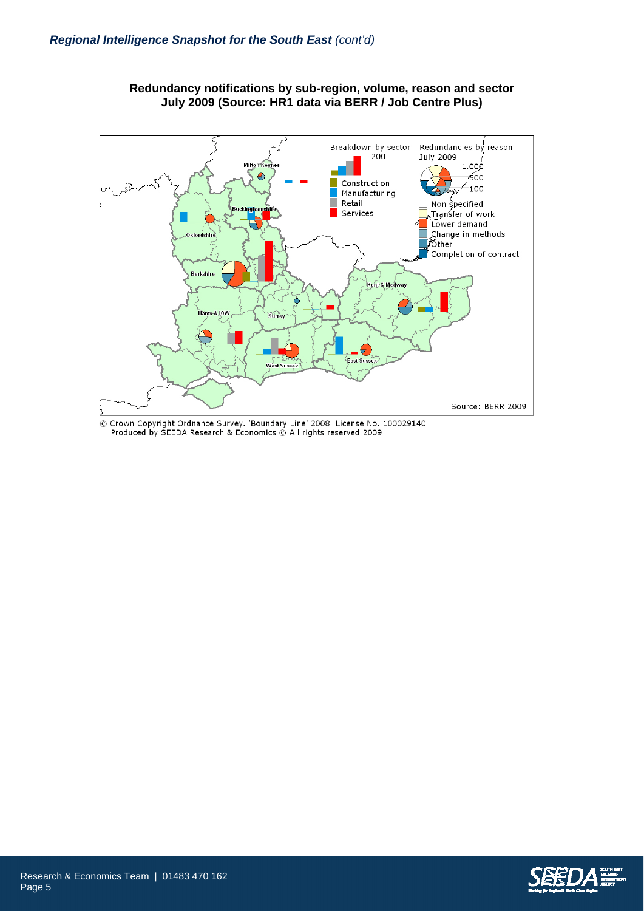*Regional Intelligence Snapshot for the South East (cont'd)*

**Redundancy notifications by sub-region, volume, reason and sector July 2009 (Source: HR1 data via BERR / Job Centre Plus)**

Breakdown by sector
200
Construction
Manufacturing
Retail
Services

Redundancies by reason
July 2009
1,000
500
100
Non specified
Transfer of work
Lower demand
Change in methods
Other
Completion of contract

Milton Keynes
Buckinghamshire
Oxfordshire
Berkshire
Kent & Medway
Hants & IOW
Surrey
West Sussex
East Sussex

Source: BERR 2009

© Crown Copyright Ordnance Survey. 'Boundary Line' 2008. License No. 100029140
Produced by SEEDA Research & Economics © All rights reserved 2009

Research & Economics Team | 01483 470 162